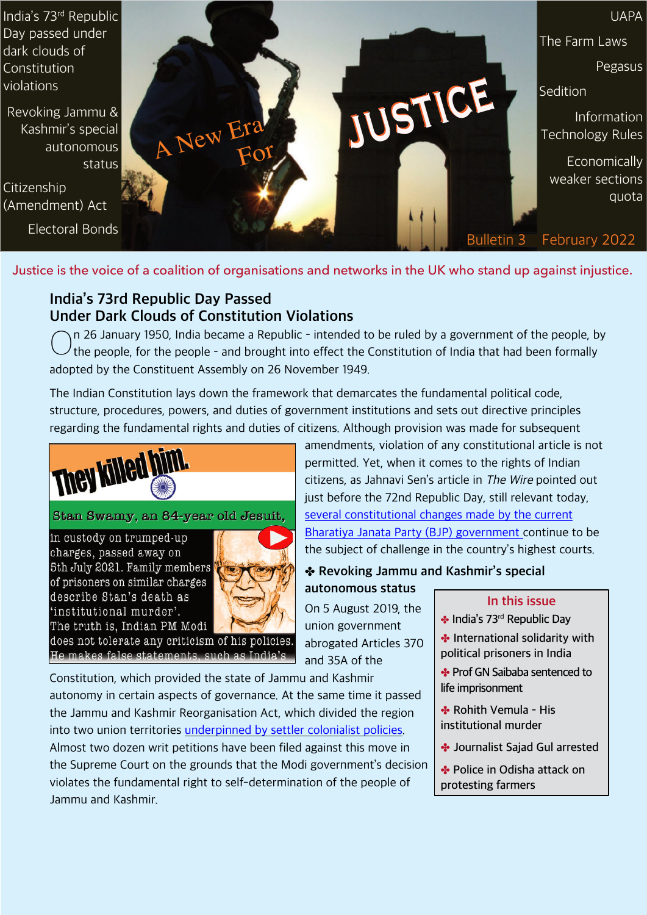India's 73rd Republic Day passed under dark clouds of Constitution violations

Revoking Jammu & Kashmir's special autonomous status

Citizenship (Amendment) Act

Electoral Bonds

A New Era For

# JUSTICE

UAPA

The Farm Laws

Pegasus

Sedition

Information Technology Rules

Economically weaker sections quota

Bulletin 3 February 2022

Justice is the voice of a coalition of organisations and networks in the UK who stand up against injustice.

## India's 73rd Republic Day Passed Under Dark Clouds of Constitution Violations

On 26 January 1950, India became a Republic - intended to be ruled by a government of the people, by the people, for the people - and brought into effect the Constitution of India that had been formally adopted by the Constituent Assembly on 26 November 1949.

The Indian Constitution lays down the framework that demarcates the fundamental political code, structure, procedures, powers, and duties of government institutions and sets out directive principles regarding the fundamental rights and duties of citizens. Although provision was made for subsequent amendments, violation of any constitutional article is not permitted. Yet, when it comes to the rights of Indian citizens, as Jahnavi Sen's article in *The Wire* pointed out just before the 72nd Republic Day, still relevant today, several constitutional changes made by the current Bharatiya Janata Party (BJP) government continue to be the subject of challenge in the country's highest courts.

**They killed him.**

**Stan Swamy, an 84-year old Jesuit,** in custody on trumped-up charges, passed away on 5th July 2021. Family members of prisoners on similar charges describe Stan's death as 'institutional murder'. The truth is, Indian PM Modi does not tolerate any criticism of his policies. He makes false statements, such as India's

### ✤ Revoking Jammu and Kashmir's special autonomous status

On 5 August 2019, the union government abrogated Articles 370 and 35A of the Constitution, which provided the state of Jammu and Kashmir autonomy in certain aspects of governance. At the same time it passed the Jammu and Kashmir Reorganisation Act, which divided the region into two union territories underpinned by settler colonialist policies. Almost two dozen writ petitions have been filed against this move in the Supreme Court on the grounds that the Modi government's decision violates the fundamental right to self-determination of the people of Jammu and Kashmir.

**In this issue**

- ✤ India's 73rd Republic Day
- ✤ International solidarity with political prisoners in India
- ✤ Prof GN Saibaba sentenced to life imprisonment
- ✤ Rohith Vemula - His institutional murder
- ✤ Journalist Sajad Gul arrested
- ✤ Police in Odisha attack on protesting farmers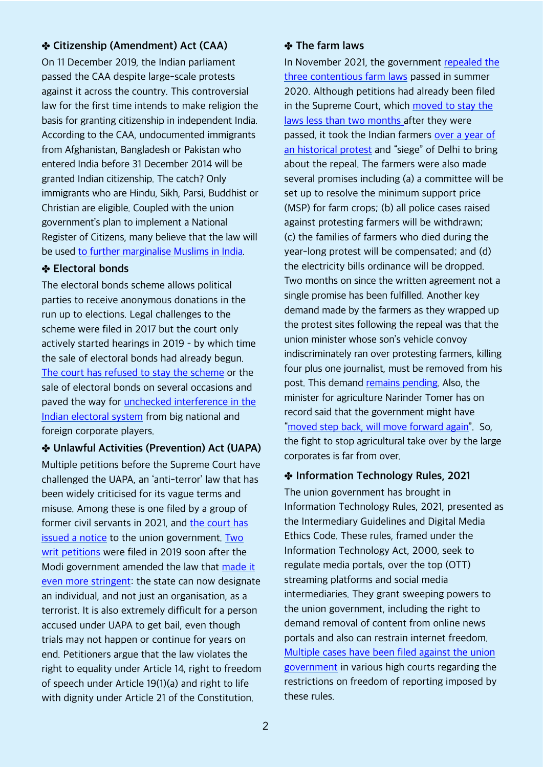### ✤ Citizenship (Amendment) Act (CAA)

On 11 December 2019, the Indian parliament passed the CAA despite large-scale protests against it across the country. This controversial law for the first time intends to make religion the basis for granting citizenship in independent India. According to the CAA, undocumented immigrants from Afghanistan, Bangladesh or Pakistan who entered India before 31 December 2014 will be granted Indian citizenship. The catch? Only immigrants who are Hindu, Sikh, Parsi, Buddhist or Christian are eligible. Coupled with the union government's plan to implement a National Register of Citizens, many believe that the law will be used to further marginalise Muslims in India.

### ✤ Electoral bonds

The electoral bonds scheme allows political parties to receive anonymous donations in the run up to elections. Legal challenges to the scheme were filed in 2017 but the court only actively started hearings in 2019 - by which time the sale of electoral bonds had already begun. The court has refused to stay the scheme or the sale of electoral bonds on several occasions and paved the way for unchecked interference in the Indian electoral system from big national and foreign corporate players.

### ✤ Unlawful Activities (Prevention) Act (UAPA)

Multiple petitions before the Supreme Court have challenged the UAPA, an 'anti-terror' law that has been widely criticised for its vague terms and misuse. Among these is one filed by a group of former civil servants in 2021, and the court has issued a notice to the union government. Two writ petitions were filed in 2019 soon after the Modi government amended the law that made it even more stringent: the state can now designate an individual, and not just an organisation, as a terrorist. It is also extremely difficult for a person accused under UAPA to get bail, even though trials may not happen or continue for years on end. Petitioners argue that the law violates the right to equality under Article 14, right to freedom of speech under Article 19(1)(a) and right to life with dignity under Article 21 of the Constitution.

### ✤ The farm laws

In November 2021, the government repealed the three contentious farm laws passed in summer 2020. Although petitions had already been filed in the Supreme Court, which moved to stay the laws less than two months after they were passed, it took the Indian farmers over a year of an historical protest and "siege" of Delhi to bring about the repeal. The farmers were also made several promises including (a) a committee will be set up to resolve the minimum support price (MSP) for farm crops; (b) all police cases raised against protesting farmers will be withdrawn; (c) the families of farmers who died during the year-long protest will be compensated; and (d) the electricity bills ordinance will be dropped. Two months on since the written agreement not a single promise has been fulfilled. Another key demand made by the farmers as they wrapped up the protest sites following the repeal was that the union minister whose son's vehicle convoy indiscriminately ran over protesting farmers, killing four plus one journalist, must be removed from his post. This demand remains pending. Also, the minister for agriculture Narinder Tomer has on record said that the government might have "moved step back, will move forward again". So, the fight to stop agricultural take over by the large corporates is far from over.

### ✤ Information Technology Rules, 2021

The union government has brought in Information Technology Rules, 2021, presented as the Intermediary Guidelines and Digital Media Ethics Code. These rules, framed under the Information Technology Act, 2000, seek to regulate media portals, over the top (OTT) streaming platforms and social media intermediaries. They grant sweeping powers to the union government, including the right to demand removal of content from online news portals and also can restrain internet freedom. Multiple cases have been filed against the union government in various high courts regarding the restrictions on freedom of reporting imposed by these rules.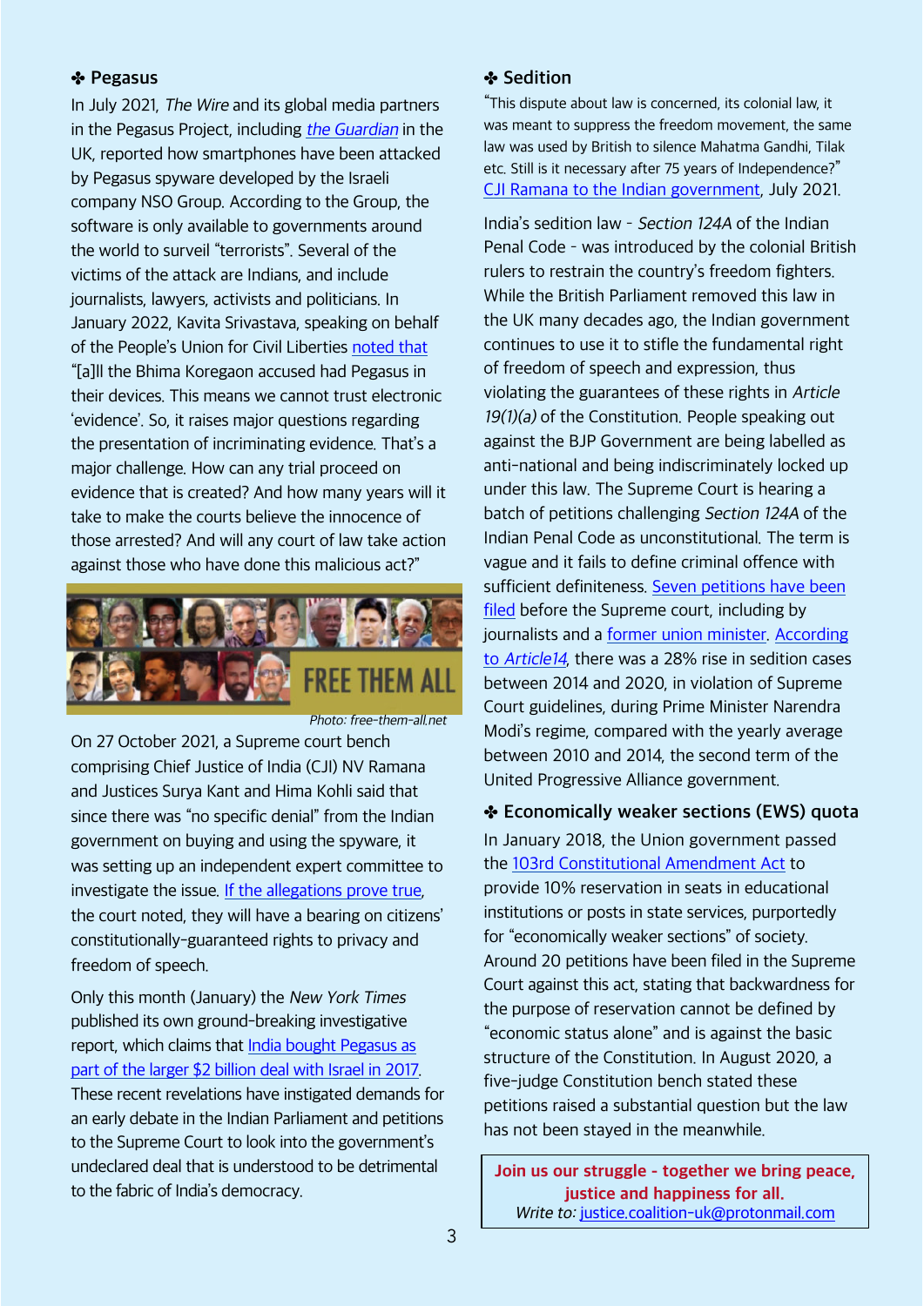### ✤ Pegasus

In July 2021, *The Wire* and its global media partners in the Pegasus Project, including *the Guardian* in the UK, reported how smartphones have been attacked by Pegasus spyware developed by the Israeli company NSO Group. According to the Group, the software is only available to governments around the world to surveil "terrorists". Several of the victims of the attack are Indians, and include journalists, lawyers, activists and politicians. In January 2022, Kavita Srivastava, speaking on behalf of the People's Union for Civil Liberties noted that "[a]ll the Bhima Koregaon accused had Pegasus in their devices. This means we cannot trust electronic 'evidence'. So, it raises major questions regarding the presentation of incriminating evidence. That's a major challenge. How can any trial proceed on evidence that is created? And how many years will it take to make the courts believe the innocence of those arrested? And will any court of law take action against those who have done this malicious act?"

FREE THEM ALL

Photo: free-them-all.net

On 27 October 2021, a Supreme court bench comprising Chief Justice of India (CJI) NV Ramana and Justices Surya Kant and Hima Kohli said that since there was "no specific denial" from the Indian government on buying and using the spyware, it was setting up an independent expert committee to investigate the issue. If the allegations prove true, the court noted, they will have a bearing on citizens' constitutionally-guaranteed rights to privacy and freedom of speech.

Only this month (January) the *New York Times* published its own ground-breaking investigative report, which claims that India bought Pegasus as part of the larger $2 billion deal with Israel in 2017. These recent revelations have instigated demands for an early debate in the Indian Parliament and petitions to the Supreme Court to look into the government's undeclared deal that is understood to be detrimental to the fabric of India's democracy.

### ✤ Sedition

"This dispute about law is concerned, its colonial law, it was meant to suppress the freedom movement, the same law was used by British to silence Mahatma Gandhi, Tilak etc. Still is it necessary after 75 years of Independence?" CJI Ramana to the Indian government, July 2021.

India's sedition law - *Section 124A* of the Indian Penal Code - was introduced by the colonial British rulers to restrain the country's freedom fighters. While the British Parliament removed this law in the UK many decades ago, the Indian government continues to use it to stifle the fundamental right of freedom of speech and expression, thus violating the guarantees of these rights in *Article 19(1)(a)* of the Constitution. People speaking out against the BJP Government are being labelled as anti-national and being indiscriminately locked up under this law. The Supreme Court is hearing a batch of petitions challenging *Section 124A* of the Indian Penal Code as unconstitutional. The term is vague and it fails to define criminal offence with sufficient definiteness. Seven petitions have been filed before the Supreme court, including by journalists and a former union minister. According to *Article14*, there was a 28% rise in sedition cases between 2014 and 2020, in violation of Supreme Court guidelines, during Prime Minister Narendra Modi's regime, compared with the yearly average between 2010 and 2014, the second term of the United Progressive Alliance government.

### ✤ Economically weaker sections (EWS) quota

In January 2018, the Union government passed the 103rd Constitutional Amendment Act to provide 10% reservation in seats in educational institutions or posts in state services, purportedly for "economically weaker sections" of society. Around 20 petitions have been filed in the Supreme Court against this act, stating that backwardness for the purpose of reservation cannot be defined by "economic status alone" and is against the basic structure of the Constitution. In August 2020, a five-judge Constitution bench stated these petitions raised a substantial question but the law has not been stayed in the meanwhile.

**Join us our struggle - together we bring peace, justice and happiness for all.**
*Write to:* justice.coalition-uk@protonmail.com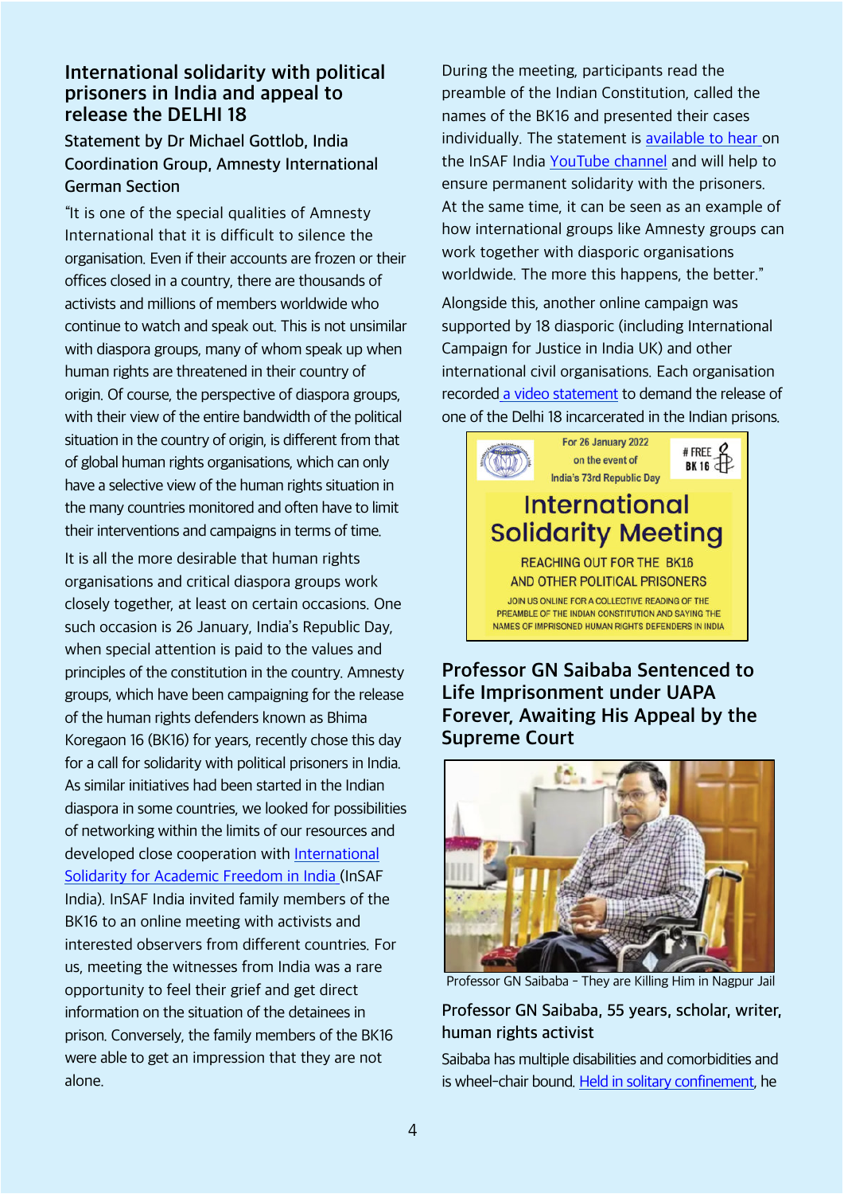## International solidarity with political prisoners in India and appeal to release the DELHI 18

### Statement by Dr Michael Gottlob, India Coordination Group, Amnesty International German Section

"It is one of the special qualities of Amnesty International that it is difficult to silence the organisation. Even if their accounts are frozen or their offices closed in a country, there are thousands of activists and millions of members worldwide who continue to watch and speak out. This is not unsimilar with diaspora groups, many of whom speak up when human rights are threatened in their country of origin. Of course, the perspective of diaspora groups, with their view of the entire bandwidth of the political situation in the country of origin, is different from that of global human rights organisations, which can only have a selective view of the human rights situation in the many countries monitored and often have to limit their interventions and campaigns in terms of time.

It is all the more desirable that human rights organisations and critical diaspora groups work closely together, at least on certain occasions. One such occasion is 26 January, India's Republic Day, when special attention is paid to the values and principles of the constitution in the country. Amnesty groups, which have been campaigning for the release of the human rights defenders known as Bhima Koregaon 16 (BK16) for years, recently chose this day for a call for solidarity with political prisoners in India. As similar initiatives had been started in the Indian diaspora in some countries, we looked for possibilities of networking within the limits of our resources and developed close cooperation with International Solidarity for Academic Freedom in India (InSAF India). InSAF India invited family members of the BK16 to an online meeting with activists and interested observers from different countries. For us, meeting the witnesses from India was a rare opportunity to feel their grief and get direct information on the situation of the detainees in prison. Conversely, the family members of the BK16 were able to get an impression that they are not alone.

During the meeting, participants read the preamble of the Indian Constitution, called the names of the BK16 and presented their cases individually. The statement is available to hear on the InSAF India YouTube channel and will help to ensure permanent solidarity with the prisoners. At the same time, it can be seen as an example of how international groups like Amnesty groups can work together with diasporic organisations worldwide. The more this happens, the better."

Alongside this, another online campaign was supported by 18 diasporic (including International Campaign for Justice in India UK) and other international civil organisations. Each organisation recorded a video statement to demand the release of one of the Delhi 18 incarcerated in the Indian prisons.

For 26 January 2022 on the event of India's 73rd Republic Day

# FREE BK 16

**International Solidarity Meeting**

REACHING OUT FOR THE BK16 AND OTHER POLITICAL PRISONERS

JOIN US ONLINE FOR A COLLECTIVE READING OF THE PREAMBLE OF THE INDIAN CONSTITUTION AND SAYING THE NAMES OF IMPRISONED HUMAN RIGHTS DEFENDERS IN INDIA

## Professor GN Saibaba Sentenced to Life Imprisonment under UAPA Forever, Awaiting His Appeal by the Supreme Court

Professor GN Saibaba – They are Killing Him in Nagpur Jail

### Professor GN Saibaba, 55 years, scholar, writer, human rights activist

Saibaba has multiple disabilities and comorbidities and is wheel-chair bound. Held in solitary confinement, he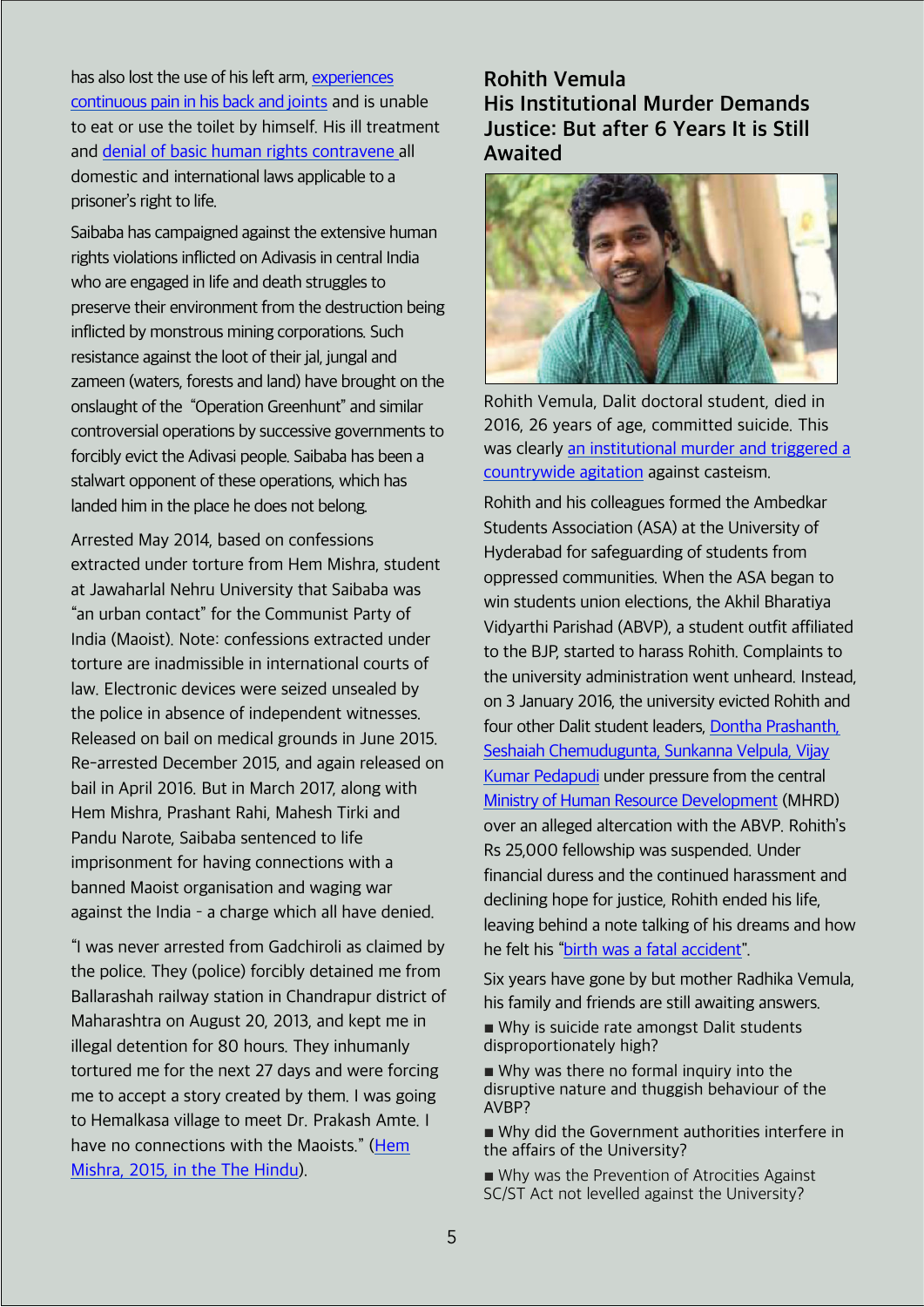has also lost the use of his left arm, experiences continuous pain in his back and joints and is unable to eat or use the toilet by himself. His ill treatment and denial of basic human rights contravene all domestic and international laws applicable to a prisoner's right to life.

Saibaba has campaigned against the extensive human rights violations inflicted on Adivasis in central India who are engaged in life and death struggles to preserve their environment from the destruction being inflicted by monstrous mining corporations. Such resistance against the loot of their jal, jungal and zameen (waters, forests and land) have brought on the onslaught of the "Operation Greenhunt" and similar controversial operations by successive governments to forcibly evict the Adivasi people. Saibaba has been a stalwart opponent of these operations, which has landed him in the place he does not belong.

Arrested May 2014, based on confessions extracted under torture from Hem Mishra, student at Jawaharlal Nehru University that Saibaba was "an urban contact" for the Communist Party of India (Maoist). Note: confessions extracted under torture are inadmissible in international courts of law. Electronic devices were seized unsealed by the police in absence of independent witnesses. Released on bail on medical grounds in June 2015. Re-arrested December 2015, and again released on bail in April 2016. But in March 2017, along with Hem Mishra, Prashant Rahi, Mahesh Tirki and Pandu Narote, Saibaba sentenced to life imprisonment for having connections with a banned Maoist organisation and waging war against the India - a charge which all have denied.

"I was never arrested from Gadchiroli as claimed by the police. They (police) forcibly detained me from Ballarashah railway station in Chandrapur district of Maharashtra on August 20, 2013, and kept me in illegal detention for 80 hours. They inhumanly tortured me for the next 27 days and were forcing me to accept a story created by them. I was going to Hemalkasa village to meet Dr. Prakash Amte. I have no connections with the Maoists." (Hem Mishra, 2015, in the The Hindu).

## Rohith Vemula
## His Institutional Murder Demands Justice: But after 6 Years It is Still Awaited

Rohith Vemula, Dalit doctoral student, died in 2016, 26 years of age, committed suicide. This was clearly an institutional murder and triggered a countrywide agitation against casteism.

Rohith and his colleagues formed the Ambedkar Students Association (ASA) at the University of Hyderabad for safeguarding of students from oppressed communities. When the ASA began to win students union elections, the Akhil Bharatiya Vidyarthi Parishad (ABVP), a student outfit affiliated to the BJP, started to harass Rohith. Complaints to the university administration went unheard. Instead, on 3 January 2016, the university evicted Rohith and four other Dalit student leaders, Dontha Prashanth, Seshaiah Chemudugunta, Sunkanna Velpula, Vijay Kumar Pedapudi under pressure from the central Ministry of Human Resource Development (MHRD) over an alleged altercation with the ABVP. Rohith's Rs 25,000 fellowship was suspended. Under financial duress and the continued harassment and declining hope for justice, Rohith ended his life, leaving behind a note talking of his dreams and how he felt his "birth was a fatal accident".

Six years have gone by but mother Radhika Vemula, his family and friends are still awaiting answers.

- Why is suicide rate amongst Dalit students disproportionately high?
- Why was there no formal inquiry into the disruptive nature and thuggish behaviour of the AVBP?
- Why did the Government authorities interfere in the affairs of the University?
- Why was the Prevention of Atrocities Against SC/ST Act not levelled against the University?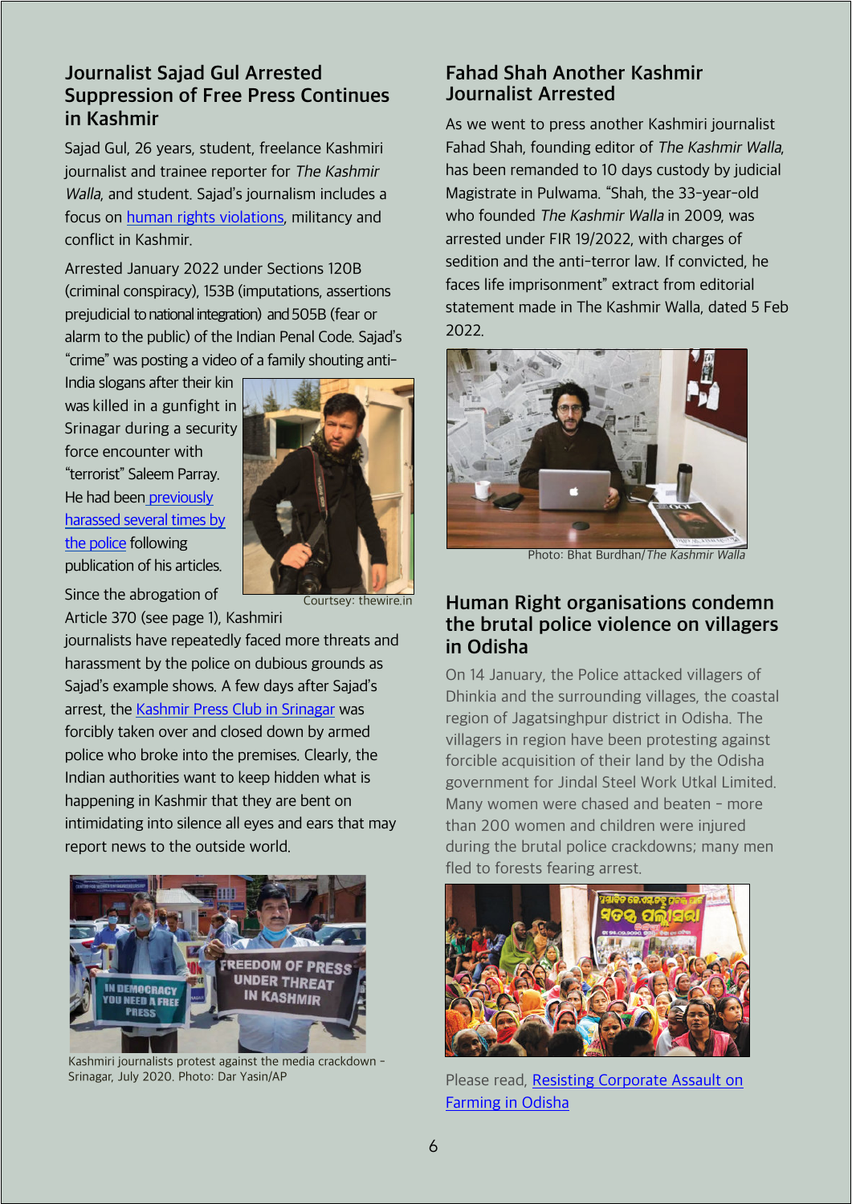## Journalist Sajad Gul Arrested Suppression of Free Press Continues in Kashmir

Sajad Gul, 26 years, student, freelance Kashmiri journalist and trainee reporter for *The Kashmir Walla*, and student. Sajad's journalism includes a focus on human rights violations, militancy and conflict in Kashmir.

Arrested January 2022 under Sections 120B (criminal conspiracy), 153B (imputations, assertions prejudicial to national integration) and 505B (fear or alarm to the public) of the Indian Penal Code. Sajad's "crime" was posting a video of a family shouting anti-India slogans after their kin was killed in a gunfight in Srinagar during a security force encounter with "terrorist" Saleem Parray. He had been previously harassed several times by the police following publication of his articles.

Courtsey: thewire.in

Since the abrogation of Article 370 (see page 1), Kashmiri journalists have repeatedly faced more threats and harassment by the police on dubious grounds as Sajad's example shows. A few days after Sajad's arrest, the Kashmir Press Club in Srinagar was forcibly taken over and closed down by armed police who broke into the premises. Clearly, the Indian authorities want to keep hidden what is happening in Kashmir that they are bent on intimidating into silence all eyes and ears that may report news to the outside world.

Kashmiri journalists protest against the media crackdown – Srinagar, July 2020. Photo: Dar Yasin/AP

## Fahad Shah Another Kashmir Journalist Arrested

As we went to press another Kashmiri journalist Fahad Shah, founding editor of *The Kashmir Walla*, has been remanded to 10 days custody by judicial Magistrate in Pulwama. "Shah, the 33-year-old who founded *The Kashmir Walla* in 2009, was arrested under FIR 19/2022, with charges of sedition and the anti-terror law. If convicted, he faces life imprisonment" extract from editorial statement made in The Kashmir Walla, dated 5 Feb 2022.

Photo: Bhat Burdhan/*The Kashmir Walla*

## Human Right organisations condemn the brutal police violence on villagers in Odisha

On 14 January, the Police attacked villagers of Dhinkia and the surrounding villages, the coastal region of Jagatsinghpur district in Odisha. The villagers in region have been protesting against forcible acquisition of their land by the Odisha government for Jindal Steel Work Utkal Limited. Many women were chased and beaten – more than 200 women and children were injured during the brutal police crackdowns; many men fled to forests fearing arrest.

Please read, Resisting Corporate Assault on Farming in Odisha